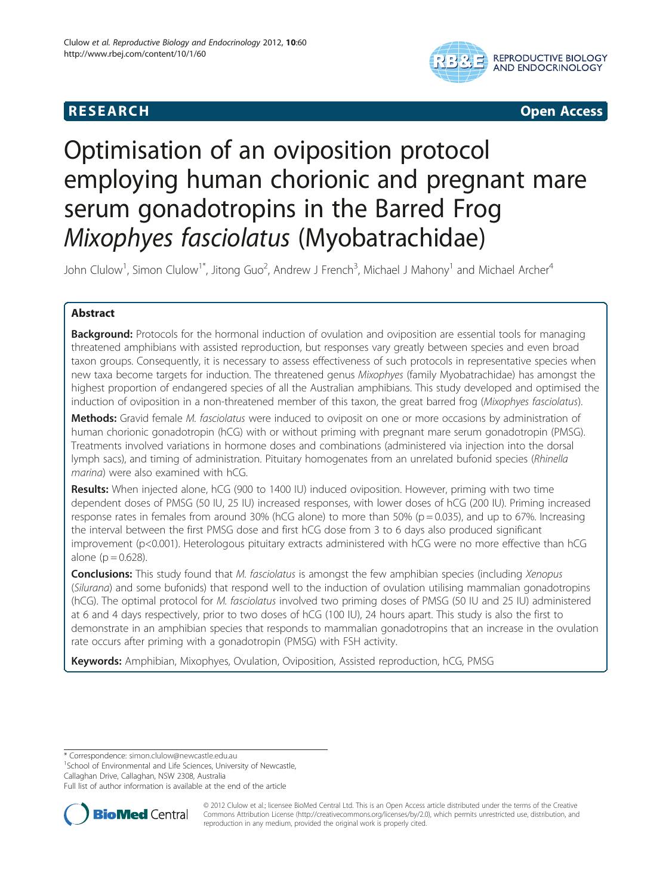RESEARCH Open Access

# Optimisation of an oviposition protocol employing human chorionic and pregnant mare serum gonadotropins in the Barred Frog *Mixophyes fasciolatus* (Myobatrachidae)

John Clulow[1], Simon Clulow[1*], Jitong Guo[2], Andrew J French[3], Michael J Mahony[1] and Michael Archer[4]

## Abstract

**Background:** Protocols for the hormonal induction of ovulation and oviposition are essential tools for managing threatened amphibians with assisted reproduction, but responses vary greatly between species and even broad taxon groups. Consequently, it is necessary to assess effectiveness of such protocols in representative species when new taxa become targets for induction. The threatened genus *Mixophyes* (family Myobatrachidae) has amongst the highest proportion of endangered species of all the Australian amphibians. This study developed and optimised the induction of oviposition in a non-threatened member of this taxon, the great barred frog (*Mixophyes fasciolatus*).

**Methods:** Gravid female *M. fasciolatus* were induced to oviposit on one or more occasions by administration of human chorionic gonadotropin (hCG) with or without priming with pregnant mare serum gonadotropin (PMSG). Treatments involved variations in hormone doses and combinations (administered via injection into the dorsal lymph sacs), and timing of administration. Pituitary homogenates from an unrelated bufonid species (*Rhinella marina*) were also examined with hCG.

**Results:** When injected alone, hCG (900 to 1400 IU) induced oviposition. However, priming with two time dependent doses of PMSG (50 IU, 25 IU) increased responses, with lower doses of hCG (200 IU). Priming increased response rates in females from around 30% (hCG alone) to more than 50% ($p = 0.035$), and up to 67%. Increasing the interval between the first PMSG dose and first hCG dose from 3 to 6 days also produced significant improvement ($p<0.001$). Heterologous pituitary extracts administered with hCG were no more effective than hCG alone ($p = 0.628$).

**Conclusions:** This study found that *M. fasciolatus* is amongst the few amphibian species (including *Xenopus* (*Silurana*) and some bufonids) that respond well to the induction of ovulation utilising mammalian gonadotropins (hCG). The optimal protocol for *M. fasciolatus* involved two priming doses of PMSG (50 IU and 25 IU) administered at 6 and 4 days respectively, prior to two doses of hCG (100 IU), 24 hours apart. This study is also the first to demonstrate in an amphibian species that responds to mammalian gonadotropins that an increase in the ovulation rate occurs after priming with a gonadotropin (PMSG) with FSH activity.

**Keywords:** Amphibian, Mixophyes, Ovulation, Oviposition, Assisted reproduction, hCG, PMSG

\* Correspondence: simon.clulow@newcastle.edu.au
[1]School of Environmental and Life Sciences, University of Newcastle, Callaghan Drive, Callaghan, NSW 2308, Australia
Full list of author information is available at the end of the article

© 2012 Clulow et al.; licensee BioMed Central Ltd. This is an Open Access article distributed under the terms of the Creative Commons Attribution License (http://creativecommons.org/licenses/by/2.0), which permits unrestricted use, distribution, and reproduction in any medium, provided the original work is properly cited.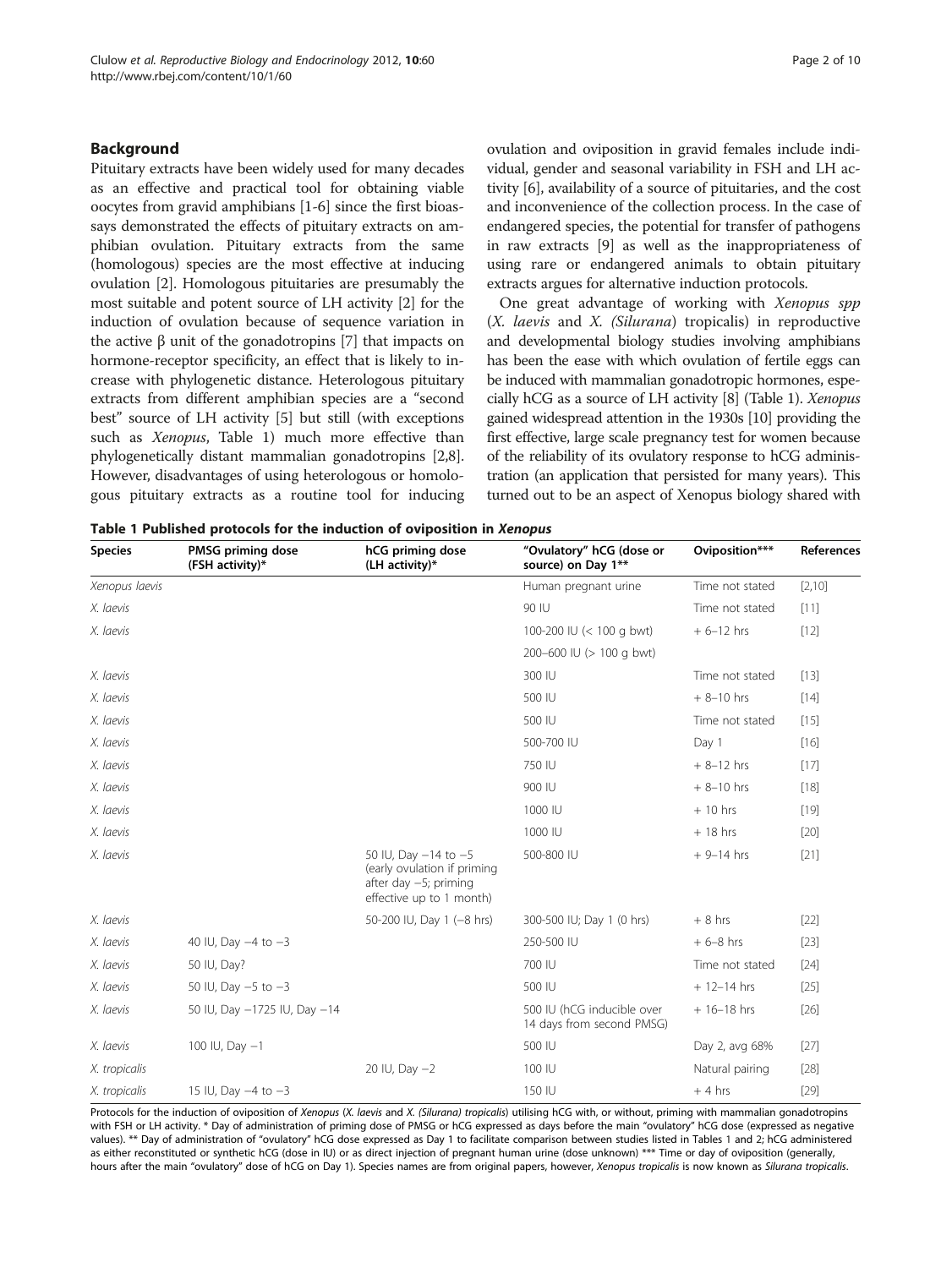## Background

Pituitary extracts have been widely used for many decades as an effective and practical tool for obtaining viable oocytes from gravid amphibians [1-6] since the first bioassays demonstrated the effects of pituitary extracts on amphibian ovulation. Pituitary extracts from the same (homologous) species are the most effective at inducing ovulation [2]. Homologous pituitaries are presumably the most suitable and potent source of LH activity [2] for the induction of ovulation because of sequence variation in the active β unit of the gonadotropins [7] that impacts on hormone-receptor specificity, an effect that is likely to increase with phylogenetic distance. Heterologous pituitary extracts from different amphibian species are a "second best" source of LH activity [5] but still (with exceptions such as *Xenopus*, Table 1) much more effective than phylogenetically distant mammalian gonadotropins [2,8]. However, disadvantages of using heterologous or homologous pituitary extracts as a routine tool for inducing ovulation and oviposition in gravid females include individual, gender and seasonal variability in FSH and LH activity [6], availability of a source of pituitaries, and the cost and inconvenience of the collection process. In the case of endangered species, the potential for transfer of pathogens in raw extracts [9] as well as the inappropriateness of using rare or endangered animals to obtain pituitary extracts argues for alternative induction protocols.

One great advantage of working with *Xenopus spp* (*X. laevis* and *X. (Silurana)* tropicalis) in reproductive and developmental biology studies involving amphibians has been the ease with which ovulation of fertile eggs can be induced with mammalian gonadotropic hormones, especially hCG as a source of LH activity [8] (Table 1). *Xenopus* gained widespread attention in the 1930s [10] providing the first effective, large scale pregnancy test for women because of the reliability of its ovulatory response to hCG administration (an application that persisted for many years). This turned out to be an aspect of Xenopus biology shared with

**Table 1 Published protocols for the induction of oviposition in *Xenopus***

| Species | PMSG priming dose (FSH activity)* | hCG priming dose (LH activity)* | "Ovulatory" hCG (dose or source) on Day 1** | Oviposition*** | References |
|---|---|---|---|---|---|
| *Xenopus laevis* | | | Human pregnant urine | Time not stated | [2,10] |
| *X. laevis* | | | 90 IU | Time not stated | [11] |
| *X. laevis* | | | 100-200 IU (< 100 g bwt) | + 6–12 hrs | [12] |
| | | | 200–600 IU (> 100 g bwt) | | |
| *X. laevis* | | | 300 IU | Time not stated | [13] |
| *X. laevis* | | | 500 IU | + 8–10 hrs | [14] |
| *X. laevis* | | | 500 IU | Time not stated | [15] |
| *X. laevis* | | | 500-700 IU | Day 1 | [16] |
| *X. laevis* | | | 750 IU | + 8–12 hrs | [17] |
| *X. laevis* | | | 900 IU | + 8–10 hrs | [18] |
| *X. laevis* | | | 1000 IU | + 10 hrs | [19] |
| *X. laevis* | | | 1000 IU | + 18 hrs | [20] |
| *X. laevis* | | 50 IU, Day −14 to −5 (early ovulation if priming after day −5; priming effective up to 1 month) | 500-800 IU | + 9–14 hrs | [21] |
| *X. laevis* | | 50-200 IU, Day 1 (−8 hrs) | 300-500 IU; Day 1 (0 hrs) | + 8 hrs | [22] |
| *X. laevis* | 40 IU, Day −4 to −3 | | 250-500 IU | + 6–8 hrs | [23] |
| *X. laevis* | 50 IU, Day? | | 700 IU | Time not stated | [24] |
| *X. laevis* | 50 IU, Day −5 to −3 | | 500 IU | + 12–14 hrs | [25] |
| *X. laevis* | 50 IU, Day −1725 IU, Day −14 | | 500 IU (hCG inducible over 14 days from second PMSG) | + 16–18 hrs | [26] |
| *X. laevis* | 100 IU, Day −1 | | 500 IU | Day 2, avg 68% | [27] |
| *X. tropicalis* | | 20 IU, Day −2 | 100 IU | Natural pairing | [28] |
| *X. tropicalis* | 15 IU, Day −4 to −3 | | 150 IU | + 4 hrs | [29] |

Protocols for the induction of oviposition of *Xenopus* (*X. laevis* and *X. (Silurana) tropicalis*) utilising hCG with, or without, priming with mammalian gonadotropins with FSH or LH activity. * Day of administration of priming dose of PMSG or hCG expressed as days before the main "ovulatory" hCG dose (expressed as negative values). ** Day of administration of "ovulatory" hCG dose expressed as Day 1 to facilitate comparison between studies listed in Tables 1 and 2; hCG administered as either reconstituted or synthetic hCG (dose in IU) or as direct injection of pregnant human urine (dose unknown) *** Time or day of oviposition (generally, hours after the main "ovulatory" dose of hCG on Day 1). Species names are from original papers, however, *Xenopus tropicalis* is now known as *Silurana tropicalis*.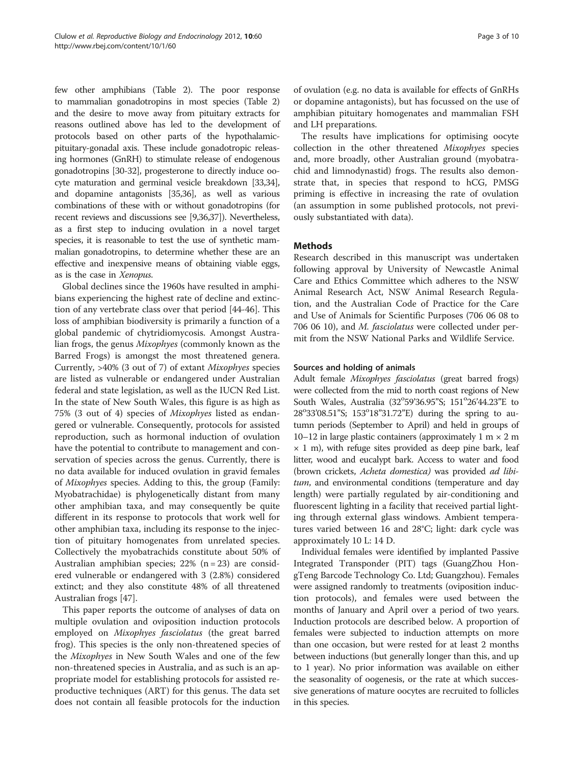few other amphibians (Table 2). The poor response to mammalian gonadotropins in most species (Table 2) and the desire to move away from pituitary extracts for reasons outlined above has led to the development of protocols based on other parts of the hypothalamic-pituitary-gonadal axis. These include gonadotropic releasing hormones (GnRH) to stimulate release of endogenous gonadotropins [30-32], progesterone to directly induce oocyte maturation and germinal vesicle breakdown [33,34], and dopamine antagonists [35,36], as well as various combinations of these with or without gonadotropins (for recent reviews and discussions see [9,36,37]). Nevertheless, as a first step to inducing ovulation in a novel target species, it is reasonable to test the use of synthetic mammalian gonadotropins, to determine whether these are an effective and inexpensive means of obtaining viable eggs, as is the case in *Xenopus*.

Global declines since the 1960s have resulted in amphibians experiencing the highest rate of decline and extinction of any vertebrate class over that period [44-46]. This loss of amphibian biodiversity is primarily a function of a global pandemic of chytridiomycosis. Amongst Australian frogs, the genus *Mixophyes* (commonly known as the Barred Frogs) is amongst the most threatened genera. Currently, >40% (3 out of 7) of extant *Mixophyes* species are listed as vulnerable or endangered under Australian federal and state legislation, as well as the IUCN Red List. In the state of New South Wales, this figure is as high as 75% (3 out of 4) species of *Mixophyes* listed as endangered or vulnerable. Consequently, protocols for assisted reproduction, such as hormonal induction of ovulation have the potential to contribute to management and conservation of species across the genus. Currently, there is no data available for induced ovulation in gravid females of *Mixophyes* species. Adding to this, the group (Family: Myobatrachidae) is phylogenetically distant from many other amphibian taxa, and may consequently be quite different in its response to protocols that work well for other amphibian taxa, including its response to the injection of pituitary homogenates from unrelated species. Collectively the myobatrachids constitute about 50% of Australian amphibian species; 22% (n = 23) are considered vulnerable or endangered with 3 (2.8%) considered extinct; and they also constitute 48% of all threatened Australian frogs [47].

This paper reports the outcome of analyses of data on multiple ovulation and oviposition induction protocols employed on *Mixophyes fasciolatus* (the great barred frog). This species is the only non-threatened species of the *Mixophyes* in New South Wales and one of the few non-threatened species in Australia, and as such is an appropriate model for establishing protocols for assisted reproductive techniques (ART) for this genus. The data set does not contain all feasible protocols for the induction of ovulation (e.g. no data is available for effects of GnRHs or dopamine antagonists), but has focussed on the use of amphibian pituitary homogenates and mammalian FSH and LH preparations.

The results have implications for optimising oocyte collection in the other threatened *Mixophyes* species and, more broadly, other Australian ground (myobatrachid and limnodynastid) frogs. The results also demonstrate that, in species that respond to hCG, PMSG priming is effective in increasing the rate of ovulation (an assumption in some published protocols, not previously substantiated with data).

## Methods

Research described in this manuscript was undertaken following approval by University of Newcastle Animal Care and Ethics Committee which adheres to the NSW Animal Research Act, NSW Animal Research Regulation, and the Australian Code of Practice for the Care and Use of Animals for Scientific Purposes (706 06 08 to 706 06 10), and *M. fasciolatus* were collected under permit from the NSW National Parks and Wildlife Service.

### Sources and holding of animals

Adult female *Mixophyes fasciolatus* (great barred frogs) were collected from the mid to north coast regions of New South Wales, Australia (32°59'36.95"S; 151°26'44.23"E to 28°33'08.51"S; 153°18"31.72"E) during the spring to autumn periods (September to April) and held in groups of 10–12 in large plastic containers (approximately 1 m × 2 m × 1 m), with refuge sites provided as deep pine bark, leaf litter, wood and eucalypt bark. Access to water and food (brown crickets, *Acheta domestica)* was provided *ad libitum*, and environmental conditions (temperature and day length) were partially regulated by air-conditioning and fluorescent lighting in a facility that received partial lighting through external glass windows. Ambient temperatures varied between 16 and 28°C; light: dark cycle was approximately 10 L: 14 D.

Individual females were identified by implanted Passive Integrated Transponder (PIT) tags (GuangZhou HongTeng Barcode Technology Co. Ltd; Guangzhou). Females were assigned randomly to treatments (oviposition induction protocols), and females were used between the months of January and April over a period of two years. Induction protocols are described below. A proportion of females were subjected to induction attempts on more than one occasion, but were rested for at least 2 months between inductions (but generally longer than this, and up to 1 year). No prior information was available on either the seasonality of oogenesis, or the rate at which successive generations of mature oocytes are recruited to follicles in this species.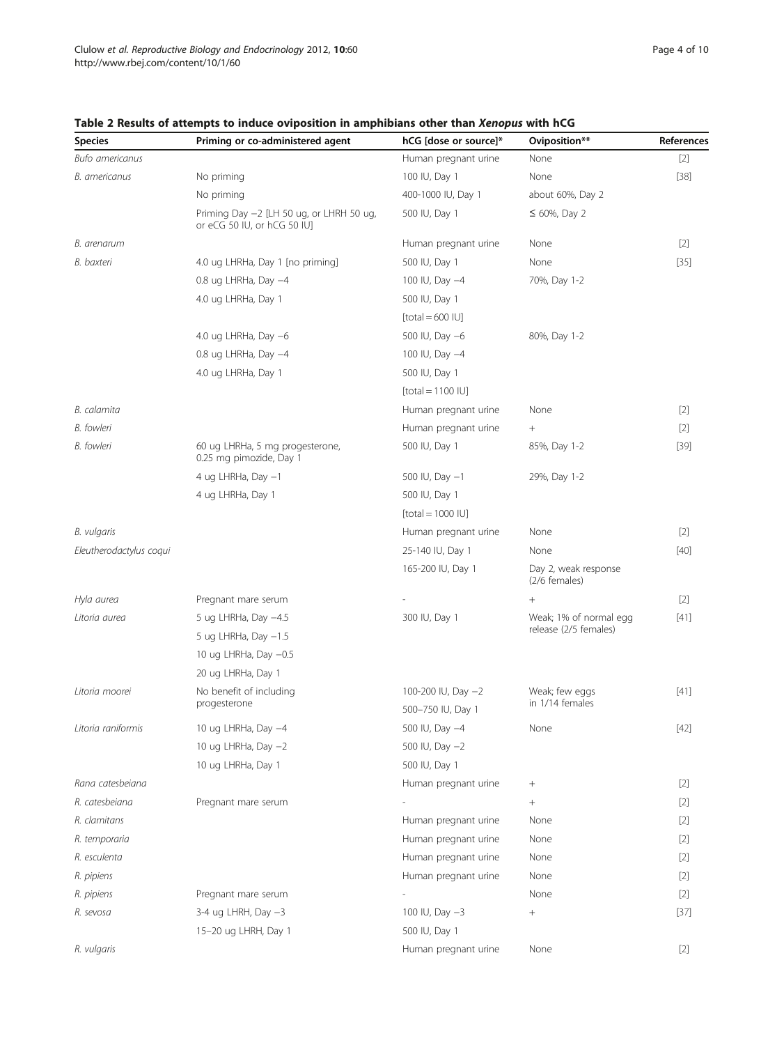**Table 2 Results of attempts to induce oviposition in amphibians other than *Xenopus* with hCG**

| Species | Priming or co-administered agent | hCG [dose or source]* | Oviposition** | References |
|---|---|---|---|---|
| *Bufo americanus* | | Human pregnant urine | None | [2] |
| *B. americanus* | No priming | 100 IU, Day 1 | None | [38] |
| | No priming | 400-1000 IU, Day 1 | about 60%, Day 2 | |
| | Priming Day −2 [LH 50 ug, or LHRH 50 ug, or eCG 50 IU, or hCG 50 IU] | 500 IU, Day 1 | ≤ 60%, Day 2 | |
| *B. arenarum* | | Human pregnant urine | None | [2] |
| *B. baxteri* | 4.0 ug LHRHa, Day 1 [no priming] | 500 IU, Day 1 | None | [35] |
| | 0.8 ug LHRHa, Day −4 | 100 IU, Day −4 | 70%, Day 1-2 | |
| | 4.0 ug LHRHa, Day 1 | 500 IU, Day 1 | | |
| | | [total = 600 IU] | | |
| | 4.0 ug LHRHa, Day −6 | 500 IU, Day −6 | 80%, Day 1-2 | |
| | 0.8 ug LHRHa, Day −4 | 100 IU, Day −4 | | |
| | 4.0 ug LHRHa, Day 1 | 500 IU, Day 1 | | |
| | | [total = 1100 IU] | | |
| *B. calamita* | | Human pregnant urine | None | [2] |
| *B. fowleri* | | Human pregnant urine | + | [2] |
| *B. fowleri* | 60 ug LHRHa, 5 mg progesterone, 0.25 mg pimozide, Day 1 | 500 IU, Day 1 | 85%, Day 1-2 | [39] |
| | 4 ug LHRHa, Day −1 | 500 IU, Day −1 | 29%, Day 1-2 | |
| | 4 ug LHRHa, Day 1 | 500 IU, Day 1 | | |
| | | [total = 1000 IU] | | |
| *B. vulgaris* | | Human pregnant urine | None | [2] |
| *Eleutherodactylus coqui* | | 25-140 IU, Day 1 | None | [40] |
| | | 165-200 IU, Day 1 | Day 2, weak response (2/6 females) | |
| *Hyla aurea* | Pregnant mare serum | - | + | [2] |
| *Litoria aurea* | 5 ug LHRHa, Day −4.5 | 300 IU, Day 1 | Weak; 1% of normal egg release (2/5 females) | [41] |
| | 5 ug LHRHa, Day −1.5 | | | |
| | 10 ug LHRHa, Day −0.5 | | | |
| | 20 ug LHRHa, Day 1 | | | |
| *Litoria moorei* | No benefit of including progesterone | 100-200 IU, Day −2 | Weak; few eggs in 1/14 females | [41] |
| | | 500–750 IU, Day 1 | | |
| *Litoria raniformis* | 10 ug LHRHa, Day −4 | 500 IU, Day −4 | None | [42] |
| | 10 ug LHRHa, Day −2 | 500 IU, Day −2 | | |
| | 10 ug LHRHa, Day 1 | 500 IU, Day 1 | | |
| *Rana catesbeiana* | | Human pregnant urine | + | [2] |
| *R. catesbeiana* | Pregnant mare serum | - | + | [2] |
| *R. clamitans* | | Human pregnant urine | None | [2] |
| *R. temporaria* | | Human pregnant urine | None | [2] |
| *R. esculenta* | | Human pregnant urine | None | [2] |
| *R. pipiens* | | Human pregnant urine | None | [2] |
| *R. pipiens* | Pregnant mare serum | - | None | [2] |
| *R. sevosa* | 3-4 ug LHRH, Day −3 | 100 IU, Day −3 | + | [37] |
| | 15–20 ug LHRH, Day 1 | 500 IU, Day 1 | | |
| *R. vulgaris* | | Human pregnant urine | None | [2] |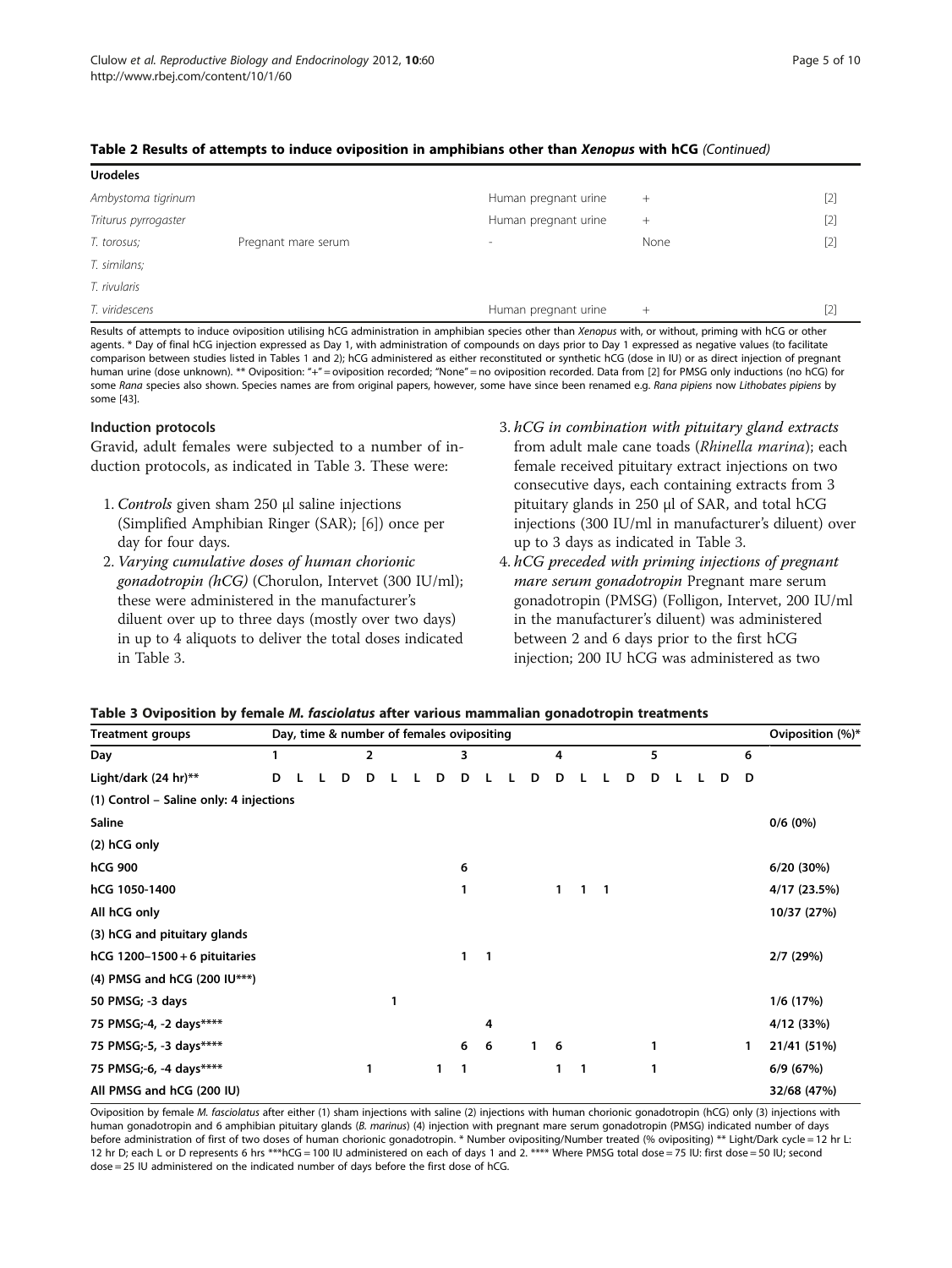**Table 2 Results of attempts to induce oviposition in amphibians other than *Xenopus* with hCG** *(Continued)*

| | | | | |
|---|---|---|---|---|
| **Urodeles** | | | | |
| *Ambystoma tigrinum* | | Human pregnant urine | + | [2] |
| *Triturus pyrrogaster* | | Human pregnant urine | + | [2] |
| *T. torosus;* | Pregnant mare serum | - | None | [2] |
| *T. similans;* | | | | |
| *T. rivularis* | | | | |
| *T. viridescens* | | Human pregnant urine | + | [2] |

Results of attempts to induce oviposition utilising hCG administration in amphibian species other than *Xenopus* with, or without, priming with hCG or other agents. * Day of final hCG injection expressed as Day 1, with administration of compounds on days prior to Day 1 expressed as negative values (to facilitate comparison between studies listed in Tables 1 and 2); hCG administered as either reconstituted or synthetic hCG (dose in IU) or as direct injection of pregnant human urine (dose unknown). ** Oviposition: "+" = oviposition recorded; "None" = no oviposition recorded. Data from [2] for PMSG only inductions (no hCG) for some *Rana* species also shown. Species names are from original papers, however, some have since been renamed e.g. *Rana pipiens* now *Lithobates pipiens* by some [43].

### Induction protocols

Gravid, adult females were subjected to a number of induction protocols, as indicated in Table 3. These were:

1. *Controls* given sham 250 µl saline injections (Simplified Amphibian Ringer (SAR); [6]) once per day for four days.
2. *Varying cumulative doses of human chorionic gonadotropin (hCG)* (Chorulon, Intervet (300 IU/ml); these were administered in the manufacturer's diluent over up to three days (mostly over two days) in up to 4 aliquots to deliver the total doses indicated in Table 3.
3. *hCG in combination with pituitary gland extracts* from adult male cane toads (*Rhinella marina*); each female received pituitary extract injections on two consecutive days, each containing extracts from 3 pituitary glands in 250 µl of SAR, and total hCG injections (300 IU/ml in manufacturer's diluent) over up to 3 days as indicated in Table 3.
4. *hCG preceded with priming injections of pregnant mare serum gonadotropin* Pregnant mare serum gonadotropin (PMSG) (Folligon, Intervet, 200 IU/ml in the manufacturer's diluent) was administered between 2 and 6 days prior to the first hCG injection; 200 IU hCG was administered as two

**Table 3 Oviposition by female *M. fasciolatus* after various mammalian gonadotropin treatments**

| Treatment groups | Day, time & number of females ovipositing | | | | | | | | | | | | | | | | | | | | | Oviposition (%)* |
|---|---|---|---|---|---|---|---|---|---|---|---|---|---|---|---|---|---|---|---|---|---|---|
| **Day** | **1** | | | | **2** | | | | **3** | | | | **4** | | | | **5** | | | | **6** | |
| **Light/dark (24 hr)**** | **D** | **L** | **L** | **D** | **D** | **L** | **L** | **D** | **D** | **L** | **L** | **D** | **D** | **L** | **L** | **D** | **D** | **L** | **L** | **D** | **D** | |
| **(1) Control – Saline only: 4 injections** | | | | | | | | | | | | | | | | | | | | | | |
| **Saline** | | | | | | | | | | | | | | | | | | | | | | 0/6 (0%) |
| **(2) hCG only** | | | | | | | | | | | | | | | | | | | | | | |
| **hCG 900** | | | | | | | | | 6 | | | | | | | | | | | | | 6/20 (30%) |
| hCG 1050-1400 | | | | | | | | | 1 | | | | 1 | 1 | 1 | | | | | | | 4/17 (23.5%) |
| All hCG only | | | | | | | | | | | | | | | | | | | | | | 10/37 (27%) |
| **(3) hCG and pituitary glands** | | | | | | | | | | | | | | | | | | | | | | |
| **hCG 1200–1500 + 6 pituitaries** | | | | | | | | | 1 | 1 | | | | | | | | | | | | 2/7 (29%) |
| **(4) PMSG and hCG (200 IU***)** | | | | | | | | | | | | | | | | | | | | | | |
| **50 PMSG; -3 days** | | | | | | | 1 | | | | | | | | | | | | | | | 1/6 (17%) |
| **75 PMSG;-4, -2 days******** | | | | | | | | | | 4 | | | | | | | | | | | | 4/12 (33%) |
| **75 PMSG;-5, -3 days******** | | | | | | | | | 6 | 6 | | 1 | 6 | | | | 1 | | | | 1 | 21/41 (51%) |
| **75 PMSG;-6, -4 days******** | | | | | 1 | | | 1 | 1 | | | | 1 | 1 | | | 1 | | | | | 6/9 (67%) |
| **All PMSG and hCG (200 IU)** | | | | | | | | | | | | | | | | | | | | | | 32/68 (47%) |

Oviposition by female *M. fasciolatus* after either (1) sham injections with saline (2) injections with human chorionic gonadotropin (hCG) only (3) injections with human gonadotropin and 6 amphibian pituitary glands (*B. marinus*) (4) injection with pregnant mare serum gonadotropin (PMSG) indicated number of days before administration of first of two doses of human chorionic gonadotropin. * Number ovipositing/Number treated (% ovipositing) ** Light/Dark cycle = 12 hr L: 12 hr D; each L or D represents 6 hrs ***hCG = 100 IU administered on each of days 1 and 2. **** Where PMSG total dose = 75 IU: first dose = 50 IU; second dose = 25 IU administered on the indicated number of days before the first dose of hCG.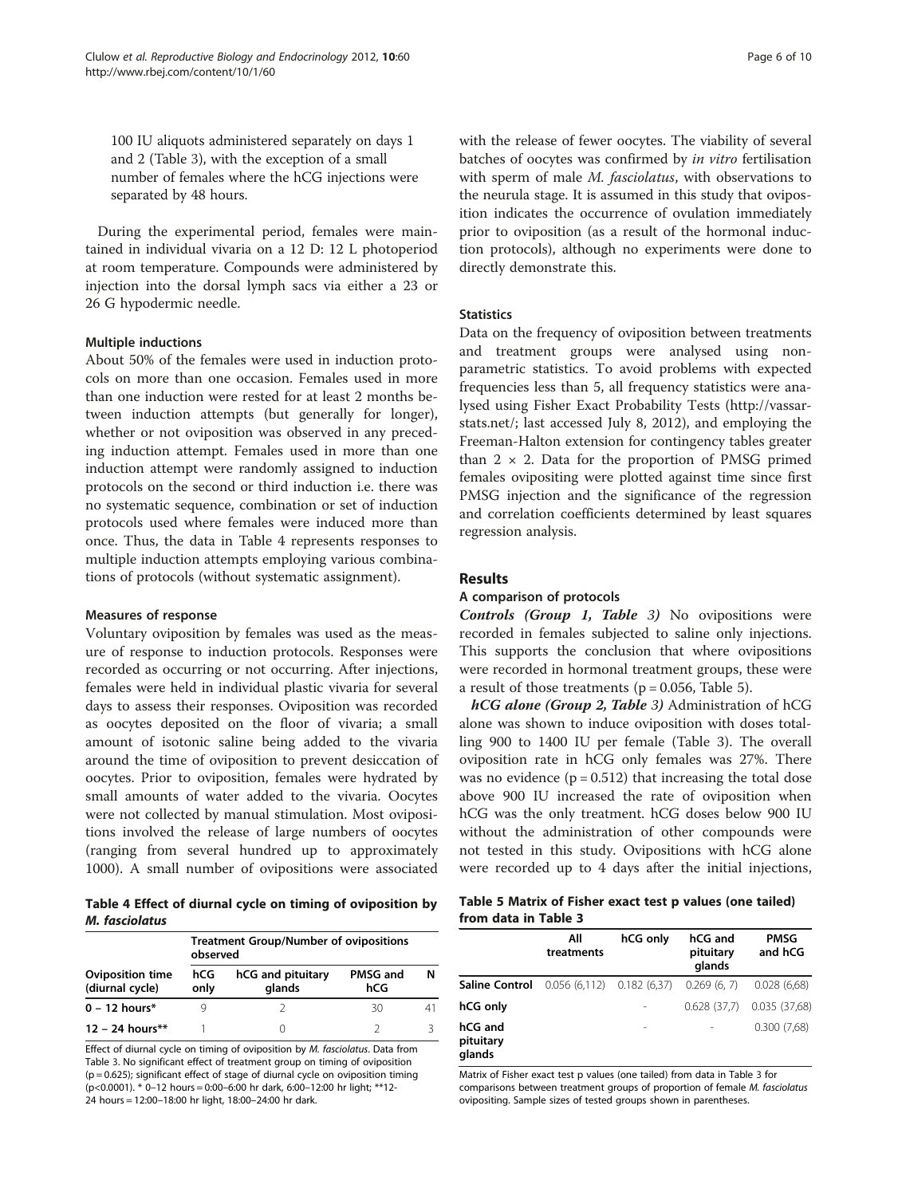100 IU aliquots administered separately on days 1 and 2 (Table 3), with the exception of a small number of females where the hCG injections were separated by 48 hours.

During the experimental period, females were maintained in individual vivaria on a 12 D: 12 L photoperiod at room temperature. Compounds were administered by injection into the dorsal lymph sacs via either a 23 or 26 G hypodermic needle.

### Multiple inductions

About 50% of the females were used in induction protocols on more than one occasion. Females used in more than one induction were rested for at least 2 months between induction attempts (but generally for longer), whether or not oviposition was observed in any preceding induction attempt. Females used in more than one induction attempt were randomly assigned to induction protocols on the second or third induction i.e. there was no systematic sequence, combination or set of induction protocols used where females were induced more than once. Thus, the data in Table 4 represents responses to multiple induction attempts employing various combinations of protocols (without systematic assignment).

### Measures of response

Voluntary oviposition by females was used as the measure of response to induction protocols. Responses were recorded as occurring or not occurring. After injections, females were held in individual plastic vivaria for several days to assess their responses. Oviposition was recorded as oocytes deposited on the floor of vivaria; a small amount of isotonic saline being added to the vivaria around the time of oviposition to prevent desiccation of oocytes. Prior to oviposition, females were hydrated by small amounts of water added to the vivaria. Oocytes were not collected by manual stimulation. Most ovipositions involved the release of large numbers of oocytes (ranging from several hundred up to approximately 1000). A small number of ovipositions were associated with the release of fewer oocytes. The viability of several batches of oocytes was confirmed by *in vitro* fertilisation with sperm of male *M. fasciolatus*, with observations to the neurula stage. It is assumed in this study that oviposition indicates the occurrence of ovulation immediately prior to oviposition (as a result of the hormonal induction protocols), although no experiments were done to directly demonstrate this.

**Table 4 Effect of diurnal cycle on timing of oviposition by *M. fasciolatus***

| Oviposition time (diurnal cycle) | Treatment Group/Number of ovipositions observed | | | |
|---|---|---|---|---|
| | hCG only | hCG and pituitary glands | PMSG and hCG | N |
| 0 – 12 hours* | 9 | 2 | 30 | 41 |
| 12 – 24 hours** | 1 | 0 | 2 | 3 |

Effect of diurnal cycle on timing of oviposition by *M. fasciolatus*. Data from Table 3. No significant effect of treatment group on timing of oviposition (p = 0.625); significant effect of stage of diurnal cycle on oviposition timing (p<0.0001). * 0–12 hours = 0:00–6:00 hr dark, 6:00–12:00 hr light; **12-24 hours = 12:00–18:00 hr light, 18:00–24:00 hr dark.

### Statistics

Data on the frequency of oviposition between treatments and treatment groups were analysed using non-parametric statistics. To avoid problems with expected frequencies less than 5, all frequency statistics were analysed using Fisher Exact Probability Tests (http://vassarstats.net/; last accessed July 8, 2012), and employing the Freeman-Halton extension for contingency tables greater than 2 × 2. Data for the proportion of PMSG primed females ovipositing were plotted against time since first PMSG injection and the significance of the regression and correlation coefficients determined by least squares regression analysis.

## Results

### A comparison of protocols

***Controls (Group 1, Table 3)*** No ovipositions were recorded in females subjected to saline only injections. This supports the conclusion that where ovipositions were recorded in hormonal treatment groups, these were a result of those treatments (p = 0.056, Table 5).

***hCG alone (Group 2, Table 3)*** Administration of hCG alone was shown to induce oviposition with doses totalling 900 to 1400 IU per female (Table 3). The overall oviposition rate in hCG only females was 27%. There was no evidence (p = 0.512) that increasing the total dose above 900 IU increased the rate of oviposition when hCG was the only treatment. hCG doses below 900 IU without the administration of other compounds were not tested in this study. Ovipositions with hCG alone were recorded up to 4 days after the initial injections,

**Table 5 Matrix of Fisher exact test p values (one tailed) from data in Table 3**

| | All treatments | hCG only | hCG and pituitary glands | PMSG and hCG |
|---|---|---|---|---|
| **Saline Control** | 0.056 (6,112) | 0.182 (6,37) | 0.269 (6, 7) | 0.028 (6,68) |
| **hCG only** | | - | 0.628 (37,7) | 0.035 (37,68) |
| **hCG and pituitary glands** | | - | - | 0.300 (7,68) |

Matrix of Fisher exact test p values (one tailed) from data in Table 3 for comparisons between treatment groups of proportion of female *M. fasciolatus* ovipositing. Sample sizes of tested groups shown in parentheses.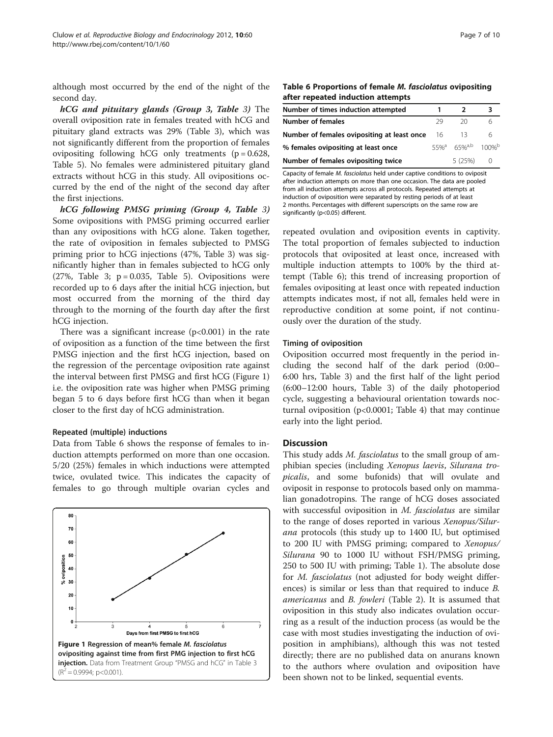although most occurred by the end of the night of the second day.

***hCG and pituitary glands (Group 3, Table 3)*** The overall oviposition rate in females treated with hCG and pituitary gland extracts was 29% (Table 3), which was not significantly different from the proportion of females ovipositing following hCG only treatments ($p = 0.628$, Table 5). No females were administered pituitary gland extracts without hCG in this study. All ovipositions occurred by the end of the night of the second day after the first injections.

***hCG following PMSG priming (Group 4, Table 3)*** Some ovipositions with PMSG priming occurred earlier than any ovipositions with hCG alone. Taken together, the rate of oviposition in females subjected to PMSG priming prior to hCG injections (47%, Table 3) was significantly higher than in females subjected to hCG only (27%, Table 3; $p = 0.035$, Table 5). Ovipositions were recorded up to 6 days after the initial hCG injection, but most occurred from the morning of the third day through to the morning of the fourth day after the first hCG injection.

There was a significant increase ($p<0.001$) in the rate of oviposition as a function of the time between the first PMSG injection and the first hCG injection, based on the regression of the percentage oviposition rate against the interval between first PMSG and first hCG (Figure 1) i.e. the oviposition rate was higher when PMSG priming began 5 to 6 days before first hCG than when it began closer to the first day of hCG administration.

#### Repeated (multiple) inductions

Data from Table 6 shows the response of females to induction attempts performed on more than one occasion. 5/20 (25%) females in which inductions were attempted twice, ovulated twice. This indicates the capacity of females to go through multiple ovarian cycles and repeated ovulation and oviposition events in captivity. The total proportion of females subjected to induction protocols that oviposited at least once, increased with multiple induction attempts to 100% by the third attempt (Table 6); this trend of increasing proportion of females ovipositing at least once with repeated induction attempts indicates most, if not all, females held were in reproductive condition at some point, if not continuously over the duration of the study.

**Figure 1 Regression of mean% female *M. fasciolatus* ovipositing against time from first PMG injection to first hCG injection.** Data from Treatment Group "PMSG and hCG" in Table 3 ($R^2 = 0.9994$; $p<0.001$).

**Table 6 Proportions of female *M. fasciolatus* ovipositing after repeated induction attempts**

| Number of times induction attempted | 1 | 2 | 3 |
|---|---|---|---|
| Number of females | 29 | 20 | 6 |
| Number of females ovipositing at least once | 16 | 13 | 6 |
| % females ovipositing at least once | 55%$^{a}$ | 65%$^{a,b}$ | 100%$^{b}$ |
| Number of females ovipositing twice | | 5 (25%) | 0 |

Capacity of female *M. fasciolatus* held under captive conditions to oviposit after induction attempts on more than one occasion. The data are pooled from all induction attempts across all protocols. Repeated attempts at induction of oviposition were separated by resting periods of at least 2 months. Percentages with different superscripts on the same row are significantly ($p<0.05$) different.

#### Timing of oviposition

Oviposition occurred most frequently in the period including the second half of the dark period (0:00–6:00 hrs, Table 3) and the first half of the light period (6:00–12:00 hours, Table 3) of the daily photoperiod cycle, suggesting a behavioural orientation towards nocturnal oviposition ($p<0.0001$; Table 4) that may continue early into the light period.

## Discussion

This study adds *M. fasciolatus* to the small group of amphibian species (including *Xenopus laevis*, *Silurana tropicalis*, and some bufonids) that will ovulate and oviposit in response to protocols based only on mammalian gonadotropins. The range of hCG doses associated with successful oviposition in *M. fasciolatus* are similar to the range of doses reported in various *Xenopus/Silurana* protocols (this study up to 1400 IU, but optimised to 200 IU with PMSG priming; compared to *Xenopus/Silurana* 90 to 1000 IU without FSH/PMSG priming, 250 to 500 IU with priming; Table 1). The absolute dose for *M. fasciolatus* (not adjusted for body weight differences) is similar or less than that required to induce *B. americanus* and *B. fowleri* (Table 2). It is assumed that oviposition in this study also indicates ovulation occurring as a result of the induction process (as would be the case with most studies investigating the induction of oviposition in amphibians), although this was not tested directly; there are no published data on anurans known to the authors where ovulation and oviposition have been shown not to be linked, sequential events.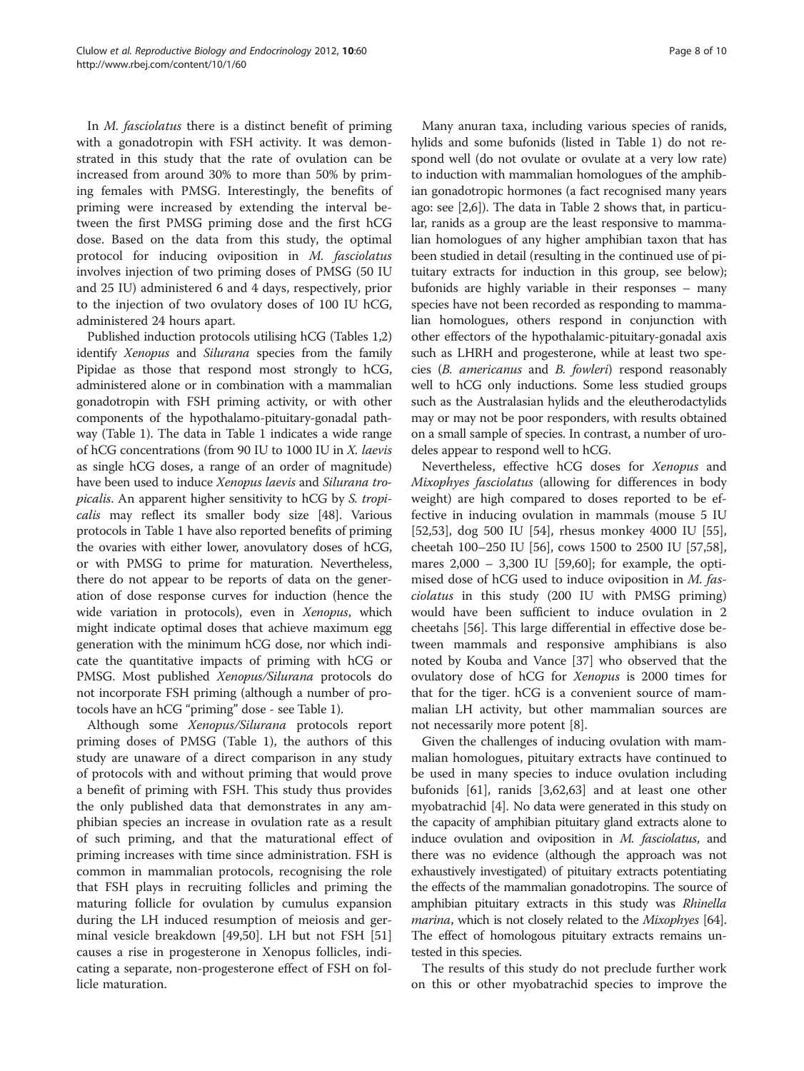In *M. fasciolatus* there is a distinct benefit of priming with a gonadotropin with FSH activity. It was demonstrated in this study that the rate of ovulation can be increased from around 30% to more than 50% by priming females with PMSG. Interestingly, the benefits of priming were increased by extending the interval between the first PMSG priming dose and the first hCG dose. Based on the data from this study, the optimal protocol for inducing oviposition in *M. fasciolatus* involves injection of two priming doses of PMSG (50 IU and 25 IU) administered 6 and 4 days, respectively, prior to the injection of two ovulatory doses of 100 IU hCG, administered 24 hours apart.

Published induction protocols utilising hCG (Tables 1,2) identify *Xenopus* and *Silurana* species from the family Pipidae as those that respond most strongly to hCG, administered alone or in combination with a mammalian gonadotropin with FSH priming activity, or with other components of the hypothalamo-pituitary-gonadal pathway (Table 1). The data in Table 1 indicates a wide range of hCG concentrations (from 90 IU to 1000 IU in *X. laevis* as single hCG doses, a range of an order of magnitude) have been used to induce *Xenopus laevis* and *Silurana tropicalis*. An apparent higher sensitivity to hCG by *S. tropicalis* may reflect its smaller body size [48]. Various protocols in Table 1 have also reported benefits of priming the ovaries with either lower, anovulatory doses of hCG, or with PMSG to prime for maturation. Nevertheless, there do not appear to be reports of data on the generation of dose response curves for induction (hence the wide variation in protocols), even in *Xenopus*, which might indicate optimal doses that achieve maximum egg generation with the minimum hCG dose, nor which indicate the quantitative impacts of priming with hCG or PMSG. Most published *Xenopus/Silurana* protocols do not incorporate FSH priming (although a number of protocols have an hCG "priming" dose - see Table 1).

Although some *Xenopus/Silurana* protocols report priming doses of PMSG (Table 1), the authors of this study are unaware of a direct comparison in any study of protocols with and without priming that would prove a benefit of priming with FSH. This study thus provides the only published data that demonstrates in any amphibian species an increase in ovulation rate as a result of such priming, and that the maturational effect of priming increases with time since administration. FSH is common in mammalian protocols, recognising the role that FSH plays in recruiting follicles and priming the maturing follicle for ovulation by cumulus expansion during the LH induced resumption of meiosis and germinal vesicle breakdown [49,50]. LH but not FSH [51] causes a rise in progesterone in Xenopus follicles, indicating a separate, non-progesterone effect of FSH on follicle maturation.

Many anuran taxa, including various species of ranids, hylids and some bufonids (listed in Table 1) do not respond well (do not ovulate or ovulate at a very low rate) to induction with mammalian homologues of the amphibian gonadotropic hormones (a fact recognised many years ago: see [2,6]). The data in Table 2 shows that, in particular, ranids as a group are the least responsive to mammalian homologues of any higher amphibian taxon that has been studied in detail (resulting in the continued use of pituitary extracts for induction in this group, see below); bufonids are highly variable in their responses – many species have not been recorded as responding to mammalian homologues, others respond in conjunction with other effectors of the hypothalamic-pituitary-gonadal axis such as LHRH and progesterone, while at least two species (*B. americanus* and *B. fowleri*) respond reasonably well to hCG only inductions. Some less studied groups such as the Australasian hylids and the eleutherodactylids may or may not be poor responders, with results obtained on a small sample of species. In contrast, a number of urodeles appear to respond well to hCG.

Nevertheless, effective hCG doses for *Xenopus* and *Mixophyes fasciolatus* (allowing for differences in body weight) are high compared to doses reported to be effective in inducing ovulation in mammals (mouse 5 IU [52,53], dog 500 IU [54], rhesus monkey 4000 IU [55], cheetah 100–250 IU [56], cows 1500 to 2500 IU [57,58], mares 2,000 – 3,300 IU [59,60]; for example, the optimised dose of hCG used to induce oviposition in *M. fasciolatus* in this study (200 IU with PMSG priming) would have been sufficient to induce ovulation in 2 cheetahs [56]. This large differential in effective dose between mammals and responsive amphibians is also noted by Kouba and Vance [37] who observed that the ovulatory dose of hCG for *Xenopus* is 2000 times for that for the tiger. hCG is a convenient source of mammalian LH activity, but other mammalian sources are not necessarily more potent [8].

Given the challenges of inducing ovulation with mammalian homologues, pituitary extracts have continued to be used in many species to induce ovulation including bufonids [61], ranids [3,62,63] and at least one other myobatrachid [4]. No data were generated in this study on the capacity of amphibian pituitary gland extracts alone to induce ovulation and oviposition in *M. fasciolatus*, and there was no evidence (although the approach was not exhaustively investigated) of pituitary extracts potentiating the effects of the mammalian gonadotropins. The source of amphibian pituitary extracts in this study was *Rhinella marina*, which is not closely related to the *Mixophyes* [64]. The effect of homologous pituitary extracts remains untested in this species.

The results of this study do not preclude further work on this or other myobatrachid species to improve the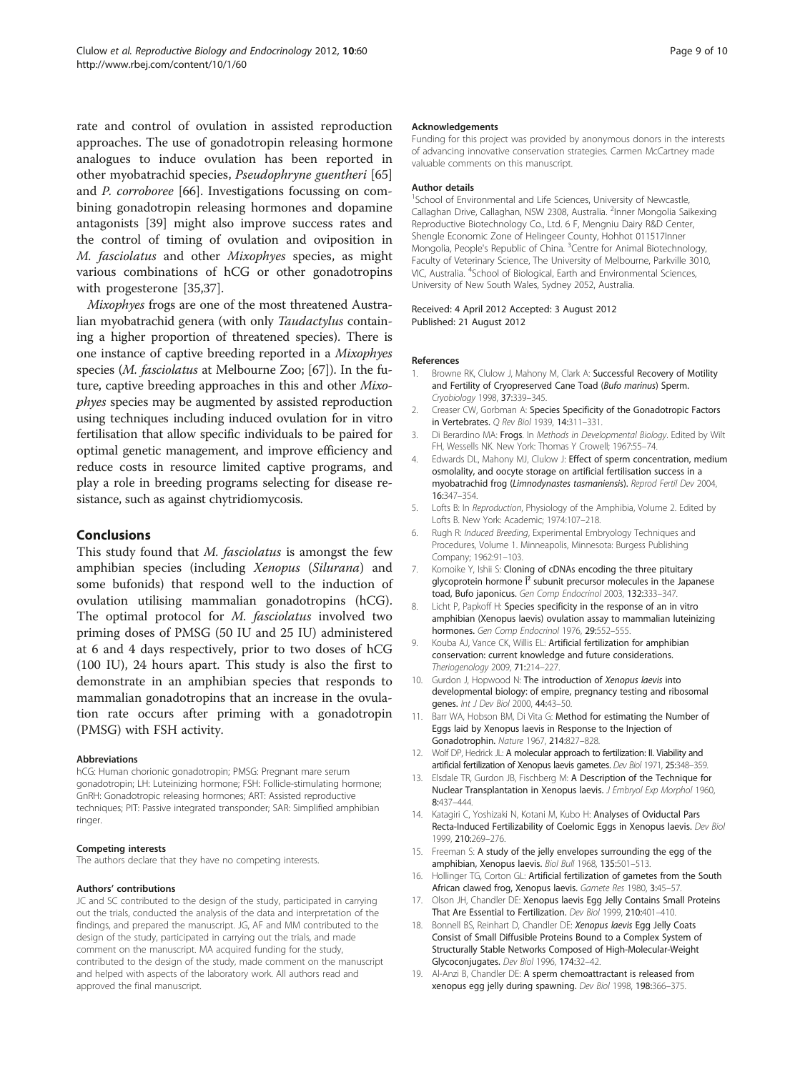rate and control of ovulation in assisted reproduction approaches. The use of gonadotropin releasing hormone analogues to induce ovulation has been reported in other myobatrachid species, *Pseudophryne guentheri* [65] and *P. corroboree* [66]. Investigations focussing on combining gonadotropin releasing hormones and dopamine antagonists [39] might also improve success rates and the control of timing of ovulation and oviposition in *M. fasciolatus* and other *Mixophyes* species, as might various combinations of hCG or other gonadotropins with progesterone [35,37].

*Mixophyes* frogs are one of the most threatened Australian myobatrachid genera (with only *Taudactylus* containing a higher proportion of threatened species). There is one instance of captive breeding reported in a *Mixophyes* species (*M. fasciolatus* at Melbourne Zoo; [67]). In the future, captive breeding approaches in this and other *Mixophyes* species may be augmented by assisted reproduction using techniques including induced ovulation for in vitro fertilisation that allow specific individuals to be paired for optimal genetic management, and improve efficiency and reduce costs in resource limited captive programs, and play a role in breeding programs selecting for disease resistance, such as against chytridiomycosis.

## Conclusions

This study found that *M. fasciolatus* is amongst the few amphibian species (including *Xenopus* (*Silurana*) and some bufonids) that respond well to the induction of ovulation utilising mammalian gonadotropins (hCG). The optimal protocol for *M. fasciolatus* involved two priming doses of PMSG (50 IU and 25 IU) administered at 6 and 4 days respectively, prior to two doses of hCG (100 IU), 24 hours apart. This study is also the first to demonstrate in an amphibian species that responds to mammalian gonadotropins that an increase in the ovulation rate occurs after priming with a gonadotropin (PMSG) with FSH activity.

#### Abbreviations

hCG: Human chorionic gonadotropin; PMSG: Pregnant mare serum gonadotropin; LH: Luteinizing hormone; FSH: Follicle-stimulating hormone; GnRH: Gonadotropic releasing hormones; ART: Assisted reproductive techniques; PIT: Passive integrated transponder; SAR: Simplified amphibian ringer.

#### Competing interests

The authors declare that they have no competing interests.

#### Authors' contributions

JC and SC contributed to the design of the study, participated in carrying out the trials, conducted the analysis of the data and interpretation of the findings, and prepared the manuscript. JG, AF and MM contributed to the design of the study, participated in carrying out the trials, and made comment on the manuscript. MA acquired funding for the study, contributed to the design of the study, made comment on the manuscript and helped with aspects of the laboratory work. All authors read and approved the final manuscript.

#### Acknowledgements

Funding for this project was provided by anonymous donors in the interests of advancing innovative conservation strategies. Carmen McCartney made valuable comments on this manuscript.

#### Author details

[1]School of Environmental and Life Sciences, University of Newcastle, Callaghan Drive, Callaghan, NSW 2308, Australia. [2]Inner Mongolia Saikexing Reproductive Biotechnology Co., Ltd. 6 F, Mengniu Dairy R&D Center, Shengle Economic Zone of Helingeer County, Hohhot 011517Inner Mongolia, People's Republic of China. [3]Centre for Animal Biotechnology, Faculty of Veterinary Science, The University of Melbourne, Parkville 3010, VIC, Australia. [4]School of Biological, Earth and Environmental Sciences, University of New South Wales, Sydney 2052, Australia.

Received: 4 April 2012 Accepted: 3 August 2012
Published: 21 August 2012

#### References

1. Browne RK, Clulow J, Mahony M, Clark A: **Successful Recovery of Motility and Fertility of Cryopreserved Cane Toad (Bufo marinus) Sperm.** *Cryobiology* 1998, **37:**339–345.
2. Creaser CW, Gorbman A: **Species Specificity of the Gonadotropic Factors in Vertebrates.** *Q Rev Biol* 1939, **14:**311–331.
3. Di Berardino MA: **Frogs**. In *Methods in Developmental Biology*. Edited by Wilt FH, Wessells NK. New York: Thomas Y Crowell; 1967:55–74.
4. Edwards DL, Mahony MJ, Clulow J: **Effect of sperm concentration, medium osmolality, and oocyte storage on artificial fertilisation success in a myobatrachid frog (*Limnodynastes tasmaniensis*).** *Reprod Fertil Dev* 2004, **16:**347–354.
5. Lofts B: In *Reproduction*, Physiology of the Amphibia, Volume 2. Edited by Lofts B. New York: Academic; 1974:107–218.
6. Rugh R: *Induced Breeding*, Experimental Embryology Techniques and Procedures, Volume 1. Minneapolis, Minnesota: Burgess Publishing Company; 1962:91–103.
7. Komoike Y, Ishii S: **Cloning of cDNAs encoding the three pituitary glycoprotein hormone Î² subunit precursor molecules in the Japanese toad, Bufo japonicus.** *Gen Comp Endocrinol* 2003, **132:**333–347.
8. Licht P, Papkoff H: **Species specificity in the response of an in vitro amphibian (Xenopus laevis) ovulation assay to mammalian luteinizing hormones.** *Gen Comp Endocrinol* 1976, **29:**552–555.
9. Kouba AJ, Vance CK, Willis EL: **Artificial fertilization for amphibian conservation: current knowledge and future considerations.** *Theriogenology* 2009, **71:**214–227.
10. Gurdon J, Hopwood N: **The introduction of *Xenopus laevis* into developmental biology: of empire, pregnancy testing and ribosomal genes.** *Int J Dev Biol* 2000, **44:**43–50.
11. Barr WA, Hobson BM, Di Vita G: **Method for estimating the Number of Eggs laid by Xenopus laevis in Response to the Injection of Gonadotrophin.** *Nature* 1967, **214:**827–828.
12. Wolf DP, Hedrick JL: **A molecular approach to fertilization: II. Viability and artificial fertilization of Xenopus laevis gametes.** *Dev Biol* 1971, **25:**348–359.
13. Elsdale TR, Gurdon JB, Fischberg M: **A Description of the Technique for Nuclear Transplantation in Xenopus laevis.** *J Embryol Exp Morphol* 1960, **8:**437–444.
14. Katagiri C, Yoshizaki N, Kotani M, Kubo H: **Analyses of Oviductal Pars Recta-Induced Fertilizability of Coelomic Eggs in Xenopus laevis.** *Dev Biol* 1999, **210:**269–276.
15. Freeman S: **A study of the jelly envelopes surrounding the egg of the amphibian, Xenopus laevis.** *Biol Bull* 1968, **135:**501–513.
16. Hollinger TG, Corton GL: **Artificial fertilization of gametes from the South African clawed frog, Xenopus laevis.** *Gamete Res* 1980, **3:**45–57.
17. Olson JH, Chandler DE: **Xenopus laevis Egg Jelly Contains Small Proteins That Are Essential to Fertilization.** *Dev Biol* 1999, **210:**401–410.
18. Bonnell BS, Reinhart D, Chandler DE: ***Xenopus laevis* Egg Jelly Coats Consist of Small Diffusible Proteins Bound to a Complex System of Structurally Stable Networks Composed of High-Molecular-Weight Glycoconjugates.** *Dev Biol* 1996, **174:**32–42.
19. Al-Anzi B, Chandler DE: **A sperm chemoattractant is released from xenopus egg jelly during spawning.** *Dev Biol* 1998, **198:**366–375.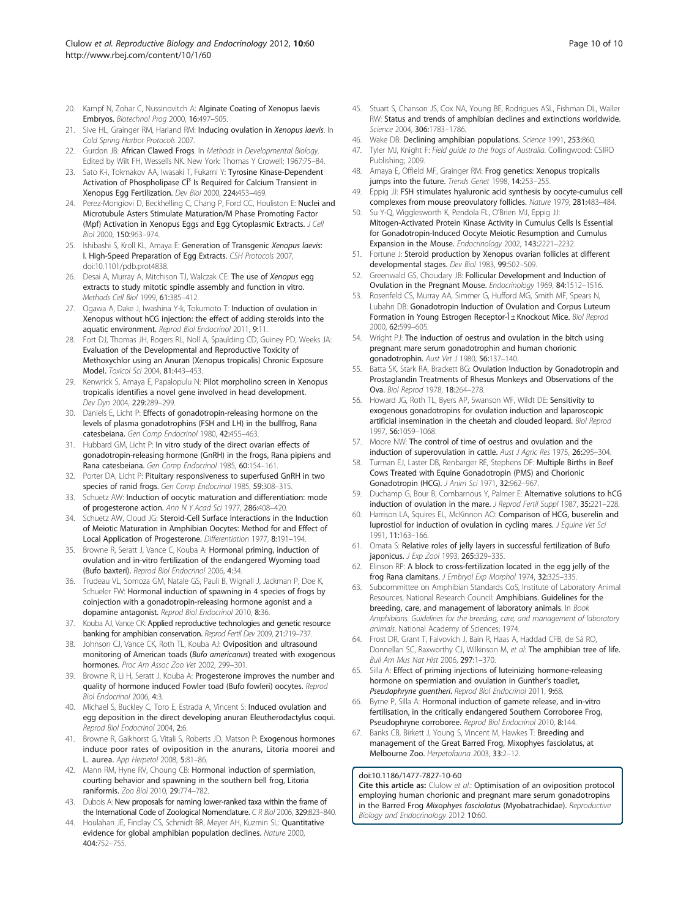20. Kampf N, Zohar C, Nussinovitch A: **Alginate Coating of Xenopus laevis Embryos.** *Biotechnol Prog* 2000, **16**:497–505.
21. Sive HL, Grainger RM, Harland RM: **Inducing ovulation in *Xenopus laevis*.** In *Cold Spring Harbor Protocols* 2007.
22. Gurdon JB: **African Clawed Frogs**. In *Methods in Developmental Biology*. Edited by Wilt FH, Wessells NK. New York: Thomas Y Crowell; 1967:75–84.
23. Sato K-i, Tokmakov AA, Iwasaki T, Fukami Y: **Tyrosine Kinase-Dependent Activation of Phospholipase Cγ Is Required for Calcium Transient in Xenopus Egg Fertilization.** *Dev Biol* 2000, **224**:453–469.
24. Perez-Mongiovi D, Beckhelling C, Chang P, Ford CC, Houliston E: **Nuclei and Microtubule Asters Stimulate Maturation/M Phase Promoting Factor (Mpf) Activation in Xenopus Eggs and Egg Cytoplasmic Extracts.** *J Cell Biol* 2000, **150**:963–974.
25. Ishibashi S, Kroll KL, Amaya E: **Generation of Transgenic *Xenopus laevis*: I. High-Speed Preparation of Egg Extracts.** *CSH Protocols* 2007, doi:10.1101/pdb.prot4838.
26. Desai A, Murray A, Mitchison TJ, Walczak CE: **The use of *Xenopus* egg extracts to study mitotic spindle assembly and function in vitro.** *Methods Cell Biol* 1999, **61**:385–412.
27. Ogawa A, Dake J, Iwashina Y-k, Tokumoto T: **Induction of ovulation in Xenopus without hCG injection: the effect of adding steroids into the aquatic environment.** *Reprod Biol Endocrinol* 2011, **9**:11.
28. Fort DJ, Thomas JH, Rogers RL, Noll A, Spaulding CD, Guiney PD, Weeks JA: **Evaluation of the Developmental and Reproductive Toxicity of Methoxychlor using an Anuran (Xenopus tropicalis) Chronic Exposure Model.** *Toxicol Sci* 2004, **81**:443–453.
29. Kenwrick S, Amaya E, Papalopulu N: **Pilot morpholino screen in Xenopus tropicalis identifies a novel gene involved in head development.** *Dev Dyn* 2004, **229**:289–299.
30. Daniels E, Licht P: **Effects of gonadotropin-releasing hormone on the levels of plasma gonadotrophins (FSH and LH) in the bullfrog, Rana catesbeiana.** *Gen Comp Endocrinol* 1980, **42**:455–463.
31. Hubbard GM, Licht P: **In vitro study of the direct ovarian effects of gonadotropin-releasing hormone (GnRH) in the frogs, Rana pipiens and Rana catesbeiana.** *Gen Comp Endocrinol* 1985, **60**:154–161.
32. Porter DA, Licht P: **Pituitary responsiveness to superfused GnRH in two species of ranid frogs.** *Gen Comp Endocrinol* 1985, **59**:308–315.
33. Schuetz AW: **Induction of oocytic maturation and differentiation: mode of progesterone action.** *Ann N Y Acad Sci* 1977, **286**:408–420.
34. Schuetz AW, Cloud JG: **Steroid-Cell Surface Interactions in the Induction of Meiotic Maturation in Amphibian Oocytes: Method for and Effect of Local Application of Progesterone.** *Differentiation* 1977, **8**:191–194.
35. Browne R, Seratt J, Vance C, Kouba A: **Hormonal priming, induction of ovulation and in-vitro fertilization of the endangered Wyoming toad (Bufo baxteri).** *Reprod Biol Endocrinol* 2006, **4**:34.
36. Trudeau VL, Somoza GM, Natale GS, Pauli B, Wignall J, Jackman P, Doe K, Schueler FW: **Hormonal induction of spawning in 4 species of frogs by coinjection with a gonadotropin-releasing hormone agonist and a dopamine antagonist.** *Reprod Biol Endocrinol* 2010, **8**:36.
37. Kouba AJ, Vance CK: **Applied reproductive technologies and genetic resource banking for amphibian conservation.** *Reprod Fertil Dev* 2009, **21**:719–737.
38. Johnson CJ, Vance CK, Roth TL, Kouba AJ: **Oviposition and ultrasound monitoring of American toads (*Bufo americanus*) treated with exogenous hormones.** *Proc Am Assoc Zoo Vet* 2002, 299–301.
39. Browne R, Li H, Seratt J, Kouba A: **Progesterone improves the number and quality of hormone induced Fowler toad (Bufo fowleri) oocytes.** *Reprod Biol Endocrinol* 2006, **4**:3.
40. Michael S, Buckley C, Toro E, Estrada A, Vincent S: **Induced ovulation and egg deposition in the direct developing anuran Eleutherodactylus coqui.** *Reprod Biol Endocrinol* 2004, **2**:6.
41. Browne R, Gaikhorst G, Vitali S, Roberts JD, Matson P: **Exogenous hormones induce poor rates of oviposition in the anurans, Litoria moorei and L. aurea.** *App Herpetol* 2008, **5**:81–86.
42. Mann RM, Hyne RV, Choung CB: **Hormonal induction of spermiation, courting behavior and spawning in the southern bell frog, Litoria raniformis.** *Zoo Biol* 2010, **29**:774–782.
43. Dubois A: **New proposals for naming lower-ranked taxa within the frame of the International Code of Zoological Nomenclature.** *C R Biol* 2006, **329**:823–840.
44. Houlahan JE, Findlay CS, Schmidt BR, Meyer AH, Kuzmin SL: **Quantitative evidence for global amphibian population declines.** *Nature* 2000, **404**:752–755.
45. Stuart S, Chanson JS, Cox NA, Young BE, Rodrigues ASL, Fishman DL, Waller RW: **Status and trends of amphibian declines and extinctions worldwide.** *Science* 2004, **306**:1783–1786.
46. Wake DB: **Declining amphibian populations.** *Science* 1991, **253**:860.
47. Tyler MJ, Knight F: *Field guide to the frogs of Australia*. Collingwood: CSIRO Publishing; 2009.
48. Amaya E, Offield MF, Grainger RM: **Frog genetics: Xenopus tropicalis jumps into the future.** *Trends Genet* 1998, **14**:253–255.
49. Eppig JJ: **FSH stimulates hyaluronic acid synthesis by oocyte-cumulus cell complexes from mouse preovulatory follicles.** *Nature* 1979, **281**:483–484.
50. Su Y-Q, Wigglesworth K, Pendola FL, O'Brien MJ, Eppig JJ: **Mitogen-Activated Protein Kinase Activity in Cumulus Cells Is Essential for Gonadotropin-Induced Oocyte Meiotic Resumption and Cumulus Expansion in the Mouse.** *Endocrinology* 2002, **143**:2221–2232.
51. Fortune J: **Steroid production by Xenopus ovarian follicles at different developmental stages.** *Dev Biol* 1983, **99**:502–509.
52. Greenwald GS, Choudary JB: **Follicular Development and Induction of Ovulation in the Pregnant Mouse.** *Endocrinology* 1969, **84**:1512–1516.
53. Rosenfeld CS, Murray AA, Simmer G, Hufford MG, Smith MF, Spears N, Lubahn DB: **Gonadotropin Induction of Ovulation and Corpus Luteum Formation in Young Estrogen Receptor-Î±Knockout Mice.** *Biol Reprod* 2000, **62**:599–605.
54. Wright PJ: **The induction of oestrus and ovulation in the bitch using pregnant mare serum gonadotrophin and human chorionic gonadotrophin.** *Aust Vet J* 1980, **56**:137–140.
55. Batta SK, Stark RA, Brackett BG: **Ovulation Induction by Gonadotropin and Prostaglandin Treatments of Rhesus Monkeys and Observations of the Ova.** *Biol Reprod* 1978, **18**:264–278.
56. Howard JG, Roth TL, Byers AP, Swanson WF, Wildt DE: **Sensitivity to exogenous gonadotropins for ovulation induction and laparoscopic artificial insemination in the cheetah and clouded leopard.** *Biol Reprod* 1997, **56**:1059–1068.
57. Moore NW: **The control of time of oestrus and ovulation and the induction of superovulation in cattle.** *Aust J Agric Res* 1975, **26**:295–304.
58. Turman EJ, Laster DB, Renbarger RE, Stephens DF: **Multiple Births in Beef Cows Treated with Equine Gonadotropin (PMS) and Chorionic Gonadotropin (HCG).** *J Anim Sci* 1971, **32**:962–967.
59. Duchamp G, Bour B, Combarnous Y, Palmer E: **Alternative solutions to hCG induction of ovulation in the mare.** *J Reprod Fertil Suppl* 1987, **35**:221–228.
60. Harrison LA, Squires EL, McKinnon AO: **Comparison of HCG, buserelin and luprostiol for induction of ovulation in cycling mares.** *J Equine Vet Sci* 1991, **11**:163–166.
61. Omata S: **Relative roles of jelly layers in successful fertilization of Bufo japonicus.** *J Exp Zool* 1993, **265**:329–335.
62. Elinson RP: **A block to cross-fertilization located in the egg jelly of the frog Rana clamitans.** *J Embryol Exp Morphol* 1974, **32**:325–335.
63. Subcommittee on Amphibian Standards CoS, Institute of Laboratory Animal Resources, National Research Council: **Amphibians. Guidelines for the breeding, care, and management of laboratory animals**. In *Book Amphibians. Guidelines for the breeding, care, and management of laboratory animals*. National Academy of Sciences; 1974.
64. Frost DR, Grant T, Faivovich J, Bain R, Haas A, Haddad CFB, de Sá RO, Donnellan SC, Raxworthy CJ, Wilkinson M, *et al*: **The amphibian tree of life.** *Bull Am Mus Nat Hist* 2006, **297**:1–370.
65. Silla A: **Effect of priming injections of luteinizing hormone-releasing hormone on spermiation and ovulation in Gunther's toadlet, *Pseudophryne guentheri*.** *Reprod Biol Endocrinol* 2011, **9**:68.
66. Byrne P, Silla A: **Hormonal induction of gamete release, and in-vitro fertilisation, in the critically endangered Southern Corroboree Frog, Pseudophryne corroboree.** *Reprod Biol Endocrinol* 2010, **8**:144.
67. Banks CB, Birkett J, Young S, Vincent M, Hawkes T: **Breeding and management of the Great Barred Frog, Mixophyes fasciolatus, at Melbourne Zoo.** *Herpetofauna* 2003, **33**:2–12.

doi:10.1186/1477-7827-10-60

**Cite this article as:** Clulow *et al.*: Optimisation of an oviposition protocol employing human chorionic and pregnant mare serum gonadotropins in the Barred Frog *Mixophyes fasciolatus* (Myobatrachidae). *Reproductive Biology and Endocrinology* 2012 **10**:60.